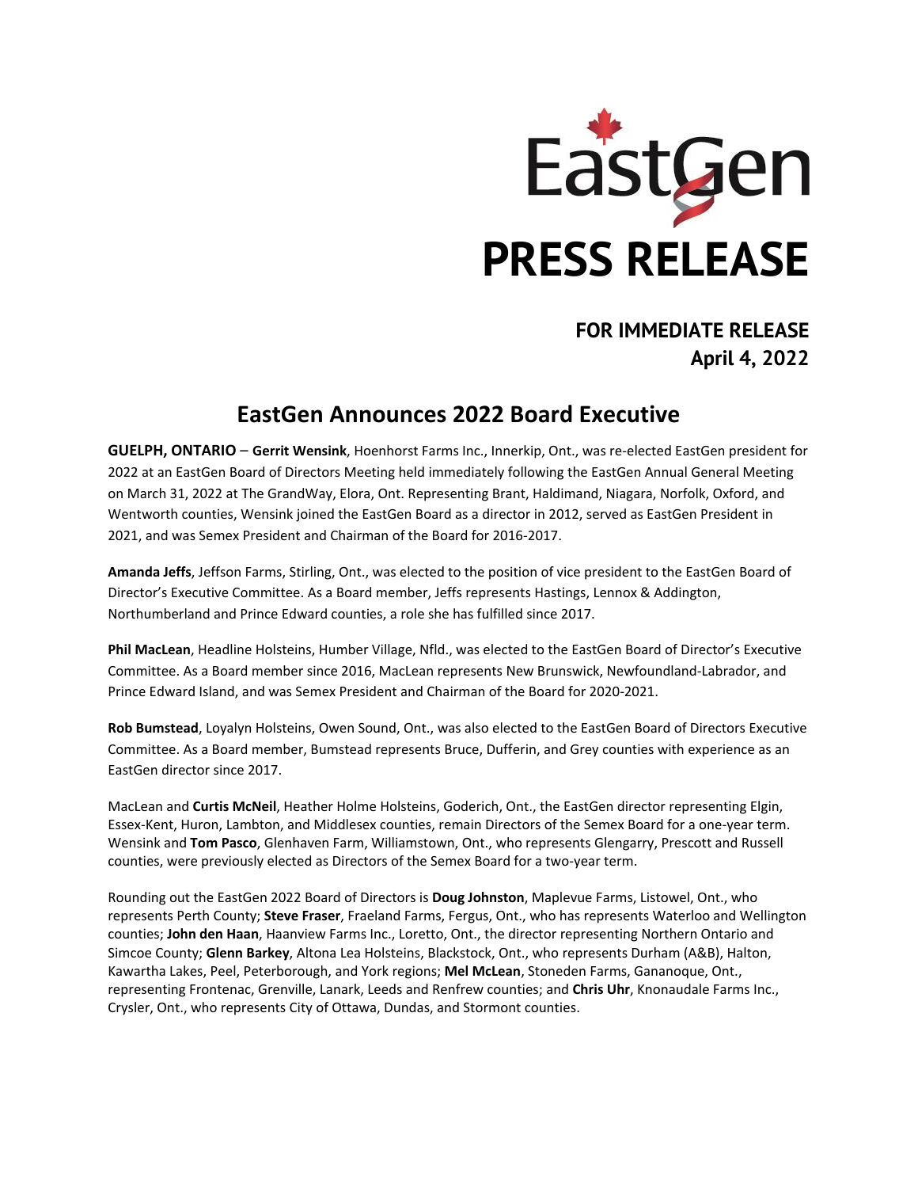EastGen

**PRESS RELEASE**

**FOR IMMEDIATE RELEASE**
**April 4, 2022**

# EastGen Announces 2022 Board Executive

**GUELPH, ONTARIO** – **Gerrit Wensink**, Hoenhorst Farms Inc., Innerkip, Ont., was re-elected EastGen president for 2022 at an EastGen Board of Directors Meeting held immediately following the EastGen Annual General Meeting on March 31, 2022 at The GrandWay, Elora, Ont. Representing Brant, Haldimand, Niagara, Norfolk, Oxford, and Wentworth counties, Wensink joined the EastGen Board as a director in 2012, served as EastGen President in 2021, and was Semex President and Chairman of the Board for 2016-2017.

**Amanda Jeffs**, Jeffson Farms, Stirling, Ont., was elected to the position of vice president to the EastGen Board of Director's Executive Committee. As a Board member, Jeffs represents Hastings, Lennox & Addington, Northumberland and Prince Edward counties, a role she has fulfilled since 2017.

**Phil MacLean**, Headline Holsteins, Humber Village, Nfld., was elected to the EastGen Board of Director's Executive Committee. As a Board member since 2016, MacLean represents New Brunswick, Newfoundland-Labrador, and Prince Edward Island, and was Semex President and Chairman of the Board for 2020-2021.

**Rob Bumstead**, Loyalyn Holsteins, Owen Sound, Ont., was also elected to the EastGen Board of Directors Executive Committee. As a Board member, Bumstead represents Bruce, Dufferin, and Grey counties with experience as an EastGen director since 2017.

MacLean and **Curtis McNeil**, Heather Holme Holsteins, Goderich, Ont., the EastGen director representing Elgin, Essex-Kent, Huron, Lambton, and Middlesex counties, remain Directors of the Semex Board for a one-year term. Wensink and **Tom Pasco**, Glenhaven Farm, Williamstown, Ont., who represents Glengarry, Prescott and Russell counties, were previously elected as Directors of the Semex Board for a two-year term.

Rounding out the EastGen 2022 Board of Directors is **Doug Johnston**, Maplevue Farms, Listowel, Ont., who represents Perth County; **Steve Fraser**, Fraeland Farms, Fergus, Ont., who has represents Waterloo and Wellington counties; **John den Haan**, Haanview Farms Inc., Loretto, Ont., the director representing Northern Ontario and Simcoe County; **Glenn Barkey**, Altona Lea Holsteins, Blackstock, Ont., who represents Durham (A&B), Halton, Kawartha Lakes, Peel, Peterborough, and York regions; **Mel McLean**, Stoneden Farms, Gananoque, Ont., representing Frontenac, Grenville, Lanark, Leeds and Renfrew counties; and **Chris Uhr**, Knonaudale Farms Inc., Crysler, Ont., who represents City of Ottawa, Dundas, and Stormont counties.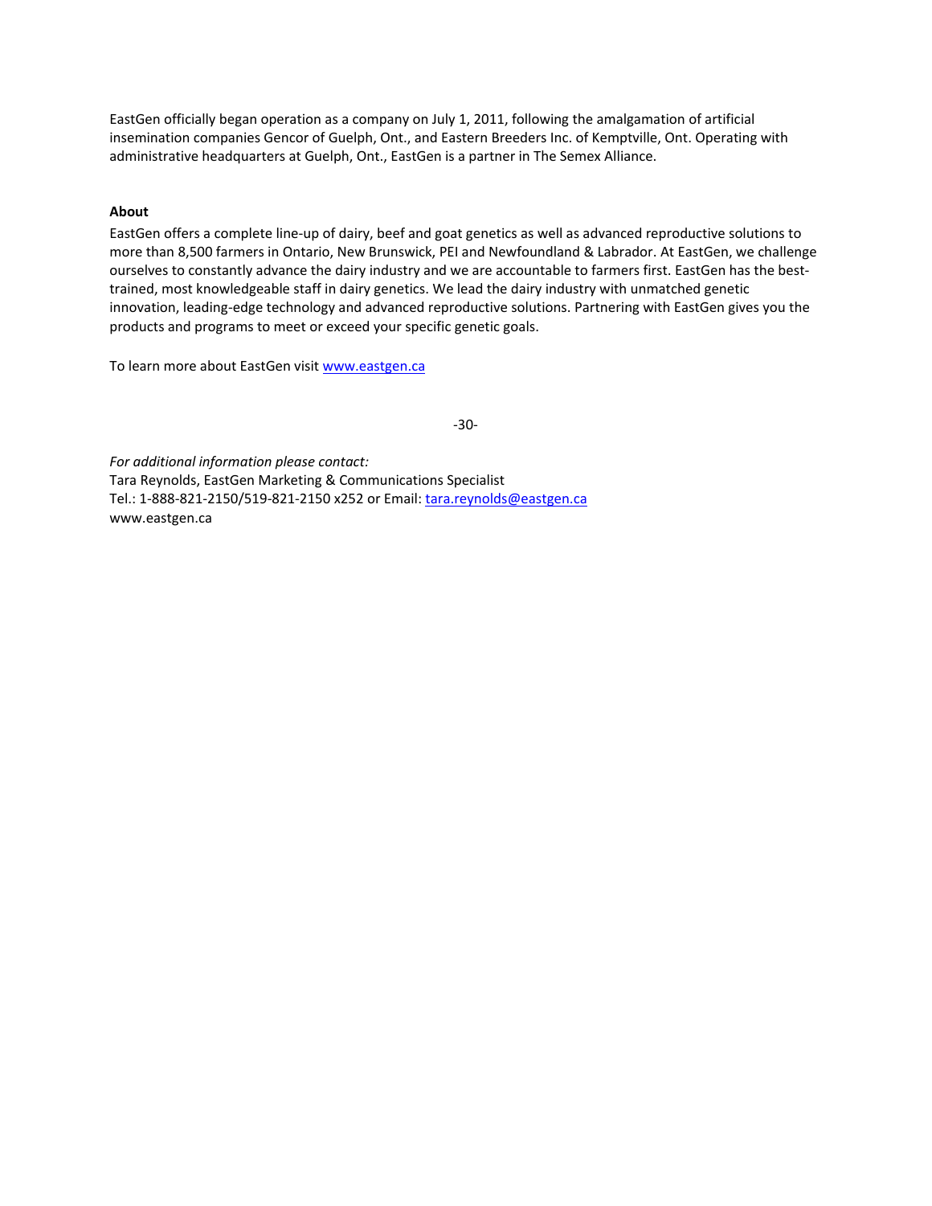EastGen officially began operation as a company on July 1, 2011, following the amalgamation of artificial insemination companies Gencor of Guelph, Ont., and Eastern Breeders Inc. of Kemptville, Ont. Operating with administrative headquarters at Guelph, Ont., EastGen is a partner in The Semex Alliance.

**About**

EastGen offers a complete line-up of dairy, beef and goat genetics as well as advanced reproductive solutions to more than 8,500 farmers in Ontario, New Brunswick, PEI and Newfoundland & Labrador. At EastGen, we challenge ourselves to constantly advance the dairy industry and we are accountable to farmers first. EastGen has the best-trained, most knowledgeable staff in dairy genetics. We lead the dairy industry with unmatched genetic innovation, leading-edge technology and advanced reproductive solutions. Partnering with EastGen gives you the products and programs to meet or exceed your specific genetic goals.

To learn more about EastGen visit www.eastgen.ca

-30-

*For additional information please contact:*
Tara Reynolds, EastGen Marketing & Communications Specialist
Tel.: 1-888-821-2150/519-821-2150 x252 or Email: tara.reynolds@eastgen.ca
www.eastgen.ca